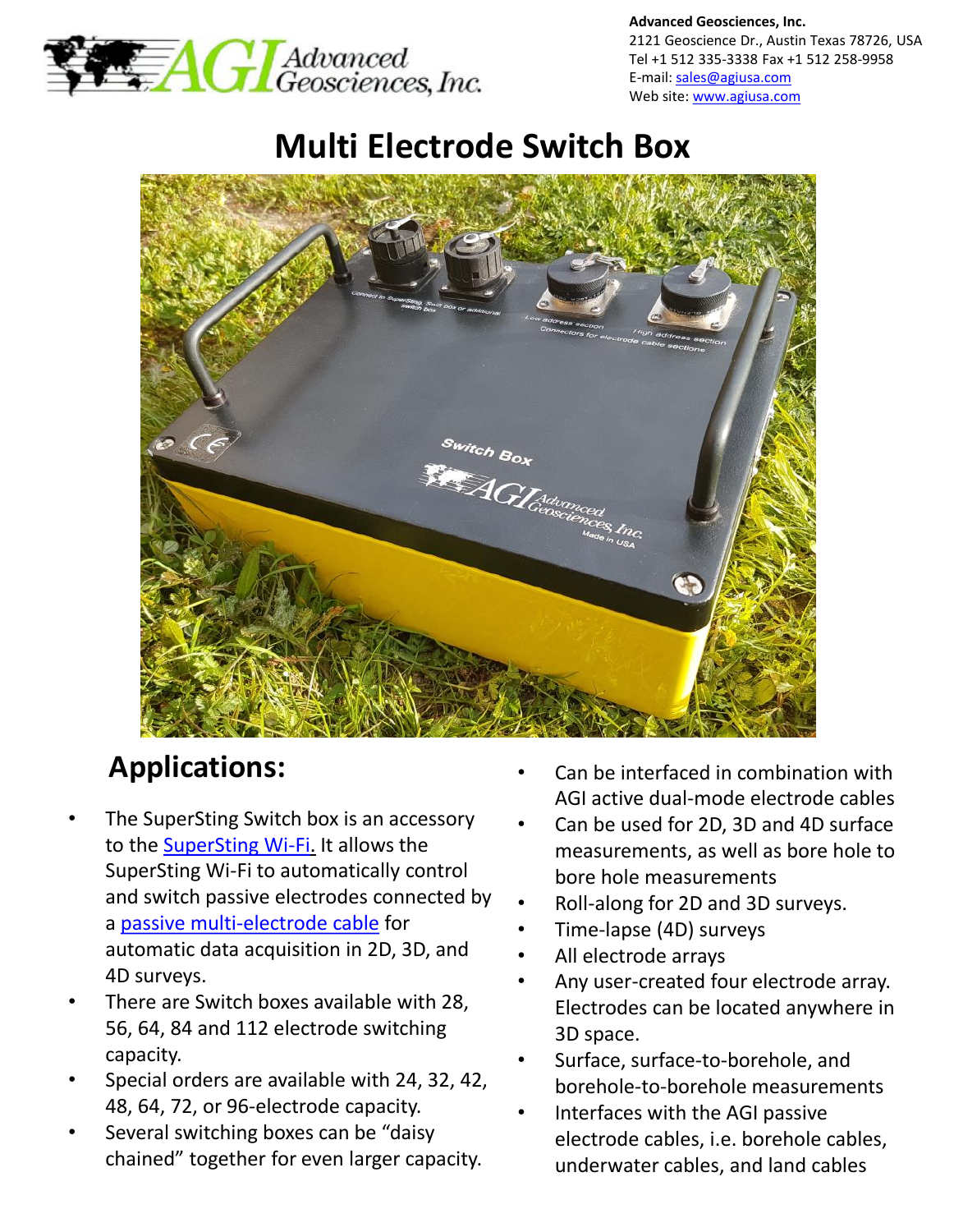**Advanced Geosciences, Inc.**
2121 Geoscience Dr., Austin Texas 78726, USA
Tel +1 512 335-3338 Fax +1 512 258-9958
E-mail: sales@agiusa.com
Web site: www.agiusa.com

# Multi Electrode Switch Box

## Applications:

- The SuperSting Switch box is an accessory to the SuperSting Wi-Fi. It allows the SuperSting Wi-Fi to automatically control and switch passive electrodes connected by a passive multi-electrode cable for automatic data acquisition in 2D, 3D, and 4D surveys.
- There are Switch boxes available with 28, 56, 64, 84 and 112 electrode switching capacity.
- Special orders are available with 24, 32, 42, 48, 64, 72, or 96-electrode capacity.
- Several switching boxes can be "daisy chained" together for even larger capacity.
- Can be interfaced in combination with AGI active dual-mode electrode cables
- Can be used for 2D, 3D and 4D surface measurements, as well as bore hole to bore hole measurements
- Roll-along for 2D and 3D surveys.
- Time-lapse (4D) surveys
- All electrode arrays
- Any user-created four electrode array. Electrodes can be located anywhere in 3D space.
- Surface, surface-to-borehole, and borehole-to-borehole measurements
- Interfaces with the AGI passive electrode cables, i.e. borehole cables, underwater cables, and land cables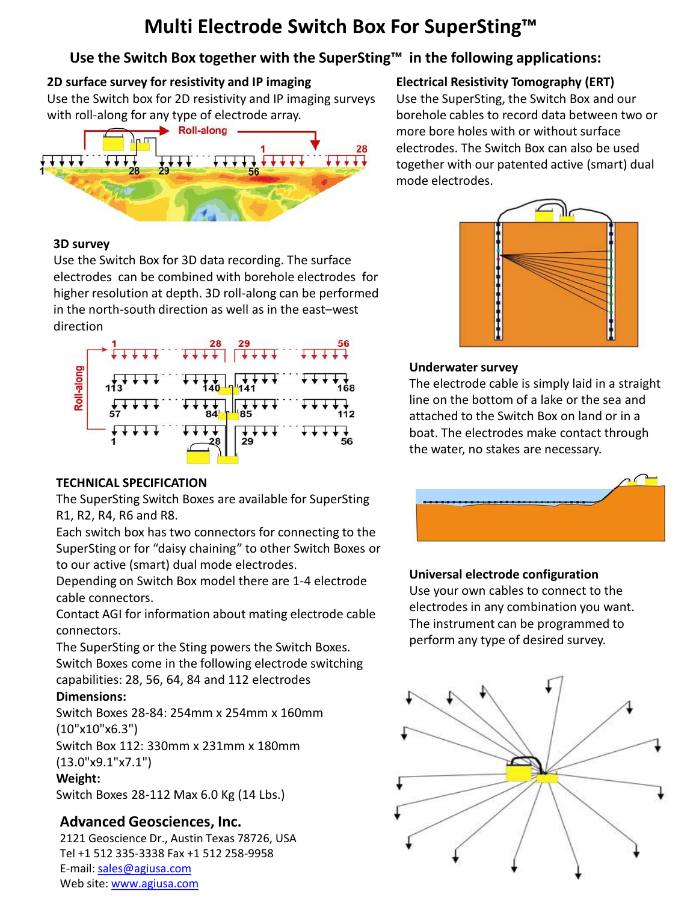# Multi Electrode Switch Box For SuperSting™

## Use the Switch Box together with the SuperSting™ in the following applications:

### 2D surface survey for resistivity and IP imaging

Use the Switch box for 2D resistivity and IP imaging surveys with roll-along for any type of electrode array.

Roll-along
1
28
29
56
1
28

### 3D survey

Use the Switch Box for 3D data recording. The surface electrodes can be combined with borehole electrodes for higher resolution at depth. 3D roll-along can be performed in the north-south direction as well as in the east–west direction

Roll-along
1
28
29
56
113
140
141
168
57
84
85
112
1
28
29
56

### TECHNICAL SPECIFICATION

The SuperSting Switch Boxes are available for SuperSting R1, R2, R4, R6 and R8.

Each switch box has two connectors for connecting to the SuperSting or for "daisy chaining" to other Switch Boxes or to our active (smart) dual mode electrodes.

Depending on Switch Box model there are 1-4 electrode cable connectors.

Contact AGI for information about mating electrode cable connectors.

The SuperSting or the Sting powers the Switch Boxes.

Switch Boxes come in the following electrode switching capabilities: 28, 56, 64, 84 and 112 electrodes

**Dimensions:**

Switch Boxes 28-84: 254mm x 254mm x 160mm (10"x10"x6.3")

Switch Box 112: 330mm x 231mm x 180mm (13.0"x9.1"x7.1")

**Weight:**

Switch Boxes 28-112 Max 6.0 Kg (14 Lbs.)

### Electrical Resistivity Tomography (ERT)

Use the SuperSting, the Switch Box and our borehole cables to record data between two or more bore holes with or without surface electrodes. The Switch Box can also be used together with our patented active (smart) dual mode electrodes.

### Underwater survey

The electrode cable is simply laid in a straight line on the bottom of a lake or the sea and attached to the Switch Box on land or in a boat. The electrodes make contact through the water, no stakes are necessary.

### Universal electrode configuration

Use your own cables to connect to the electrodes in any combination you want. The instrument can be programmed to perform any type of desired survey.

## Advanced Geosciences, Inc.

2121 Geoscience Dr., Austin Texas 78726, USA
Tel +1 512 335-3338 Fax +1 512 258-9958
E-mail: sales@agiusa.com
Web site: www.agiusa.com